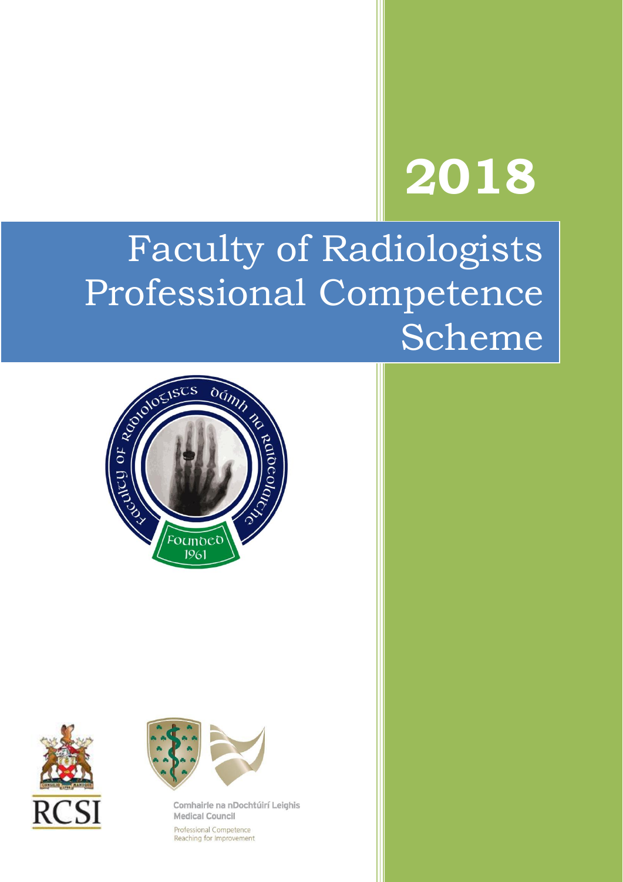# 2018

# Faculty of Radiologists Professional Competence Scheme

Faculty of Radiologists Dámh na Raideolaíochta

Founded 1961

RCSI

Comhairle na nDochtúirí Leighis
Medical Council

Professional Competence
Reaching for Improvement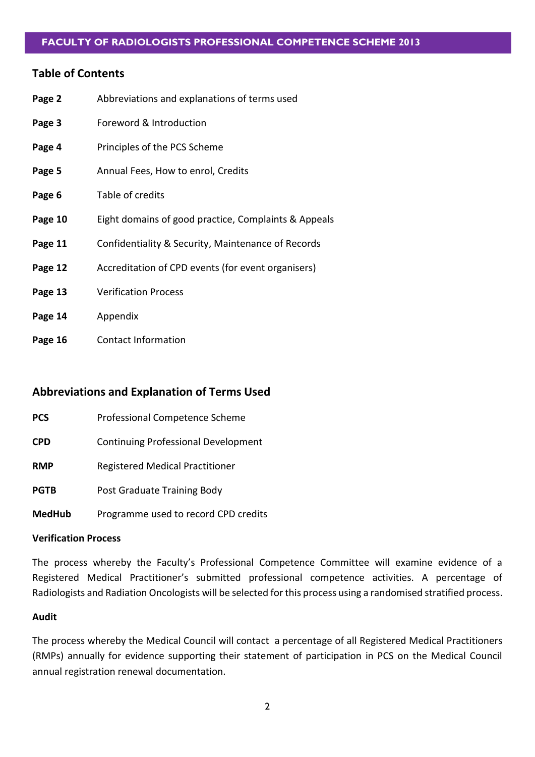## Table of Contents

| | |
|---|---|
| **Page 2** | Abbreviations and explanations of terms used |
| **Page 3** | Foreword & Introduction |
| **Page 4** | Principles of the PCS Scheme |
| **Page 5** | Annual Fees, How to enrol, Credits |
| **Page 6** | Table of credits |
| **Page 10** | Eight domains of good practice, Complaints & Appeals |
| **Page 11** | Confidentiality & Security, Maintenance of Records |
| **Page 12** | Accreditation of CPD events (for event organisers) |
| **Page 13** | Verification Process |
| **Page 14** | Appendix |
| **Page 16** | Contact Information |

## Abbreviations and Explanation of Terms Used

| | |
|---|---|
| **PCS** | Professional Competence Scheme |
| **CPD** | Continuing Professional Development |
| **RMP** | Registered Medical Practitioner |
| **PGTB** | Post Graduate Training Body |
| **MedHub** | Programme used to record CPD credits |

**Verification Process**

The process whereby the Faculty's Professional Competence Committee will examine evidence of a Registered Medical Practitioner's submitted professional competence activities. A percentage of Radiologists and Radiation Oncologists will be selected for this process using a randomised stratified process.

**Audit**

The process whereby the Medical Council will contact a percentage of all Registered Medical Practitioners (RMPs) annually for evidence supporting their statement of participation in PCS on the Medical Council annual registration renewal documentation.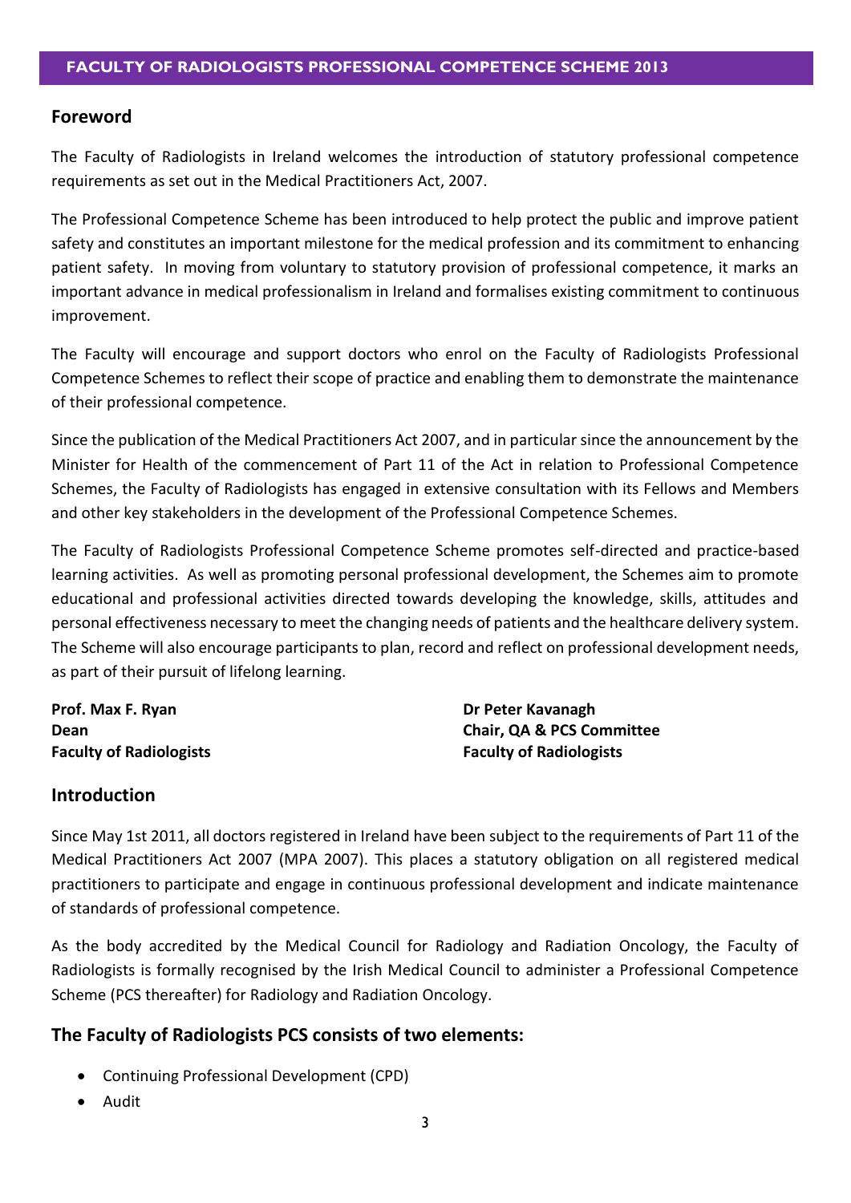## Foreword

The Faculty of Radiologists in Ireland welcomes the introduction of statutory professional competence requirements as set out in the Medical Practitioners Act, 2007.

The Professional Competence Scheme has been introduced to help protect the public and improve patient safety and constitutes an important milestone for the medical profession and its commitment to enhancing patient safety. In moving from voluntary to statutory provision of professional competence, it marks an important advance in medical professionalism in Ireland and formalises existing commitment to continuous improvement.

The Faculty will encourage and support doctors who enrol on the Faculty of Radiologists Professional Competence Schemes to reflect their scope of practice and enabling them to demonstrate the maintenance of their professional competence.

Since the publication of the Medical Practitioners Act 2007, and in particular since the announcement by the Minister for Health of the commencement of Part 11 of the Act in relation to Professional Competence Schemes, the Faculty of Radiologists has engaged in extensive consultation with its Fellows and Members and other key stakeholders in the development of the Professional Competence Schemes.

The Faculty of Radiologists Professional Competence Scheme promotes self-directed and practice-based learning activities. As well as promoting personal professional development, the Schemes aim to promote educational and professional activities directed towards developing the knowledge, skills, attitudes and personal effectiveness necessary to meet the changing needs of patients and the healthcare delivery system. The Scheme will also encourage participants to plan, record and reflect on professional development needs, as part of their pursuit of lifelong learning.

**Prof. Max F. Ryan**
**Dean**
**Faculty of Radiologists**

**Dr Peter Kavanagh**
**Chair, QA & PCS Committee**
**Faculty of Radiologists**

## Introduction

Since May 1st 2011, all doctors registered in Ireland have been subject to the requirements of Part 11 of the Medical Practitioners Act 2007 (MPA 2007). This places a statutory obligation on all registered medical practitioners to participate and engage in continuous professional development and indicate maintenance of standards of professional competence.

As the body accredited by the Medical Council for Radiology and Radiation Oncology, the Faculty of Radiologists is formally recognised by the Irish Medical Council to administer a Professional Competence Scheme (PCS thereafter) for Radiology and Radiation Oncology.

## The Faculty of Radiologists PCS consists of two elements:

- Continuing Professional Development (CPD)
- Audit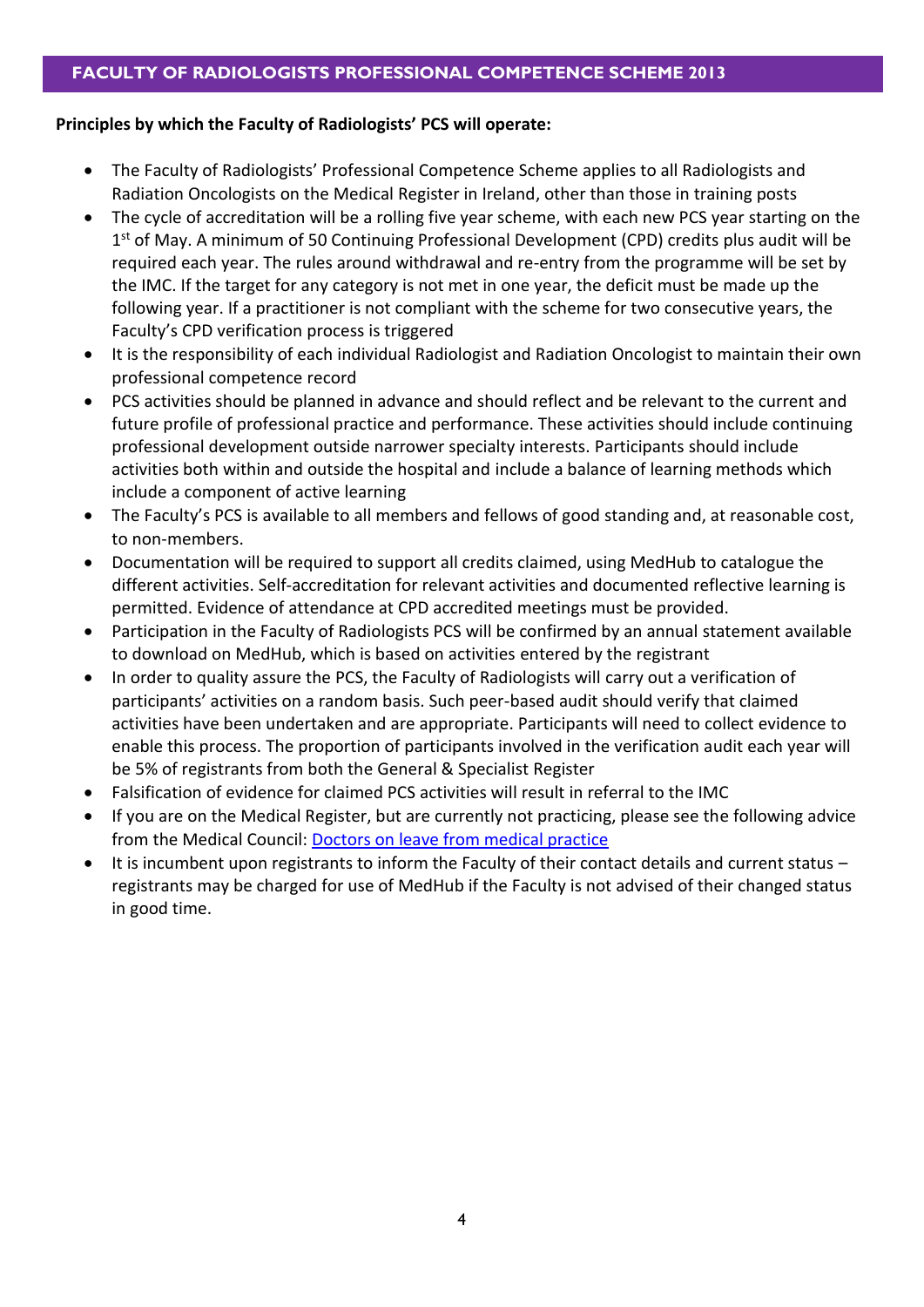## FACULTY OF RADIOLOGISTS PROFESSIONAL COMPETENCE SCHEME 2013

**Principles by which the Faculty of Radiologists' PCS will operate:**

- The Faculty of Radiologists' Professional Competence Scheme applies to all Radiologists and Radiation Oncologists on the Medical Register in Ireland, other than those in training posts
- The cycle of accreditation will be a rolling five year scheme, with each new PCS year starting on the 1st of May. A minimum of 50 Continuing Professional Development (CPD) credits plus audit will be required each year. The rules around withdrawal and re-entry from the programme will be set by the IMC. If the target for any category is not met in one year, the deficit must be made up the following year. If a practitioner is not compliant with the scheme for two consecutive years, the Faculty's CPD verification process is triggered
- It is the responsibility of each individual Radiologist and Radiation Oncologist to maintain their own professional competence record
- PCS activities should be planned in advance and should reflect and be relevant to the current and future profile of professional practice and performance. These activities should include continuing professional development outside narrower specialty interests. Participants should include activities both within and outside the hospital and include a balance of learning methods which include a component of active learning
- The Faculty's PCS is available to all members and fellows of good standing and, at reasonable cost, to non-members.
- Documentation will be required to support all credits claimed, using MedHub to catalogue the different activities. Self-accreditation for relevant activities and documented reflective learning is permitted. Evidence of attendance at CPD accredited meetings must be provided.
- Participation in the Faculty of Radiologists PCS will be confirmed by an annual statement available to download on MedHub, which is based on activities entered by the registrant
- In order to quality assure the PCS, the Faculty of Radiologists will carry out a verification of participants' activities on a random basis. Such peer-based audit should verify that claimed activities have been undertaken and are appropriate. Participants will need to collect evidence to enable this process. The proportion of participants involved in the verification audit each year will be 5% of registrants from both the General & Specialist Register
- Falsification of evidence for claimed PCS activities will result in referral to the IMC
- If you are on the Medical Register, but are currently not practicing, please see the following advice from the Medical Council: Doctors on leave from medical practice
- It is incumbent upon registrants to inform the Faculty of their contact details and current status – registrants may be charged for use of MedHub if the Faculty is not advised of their changed status in good time.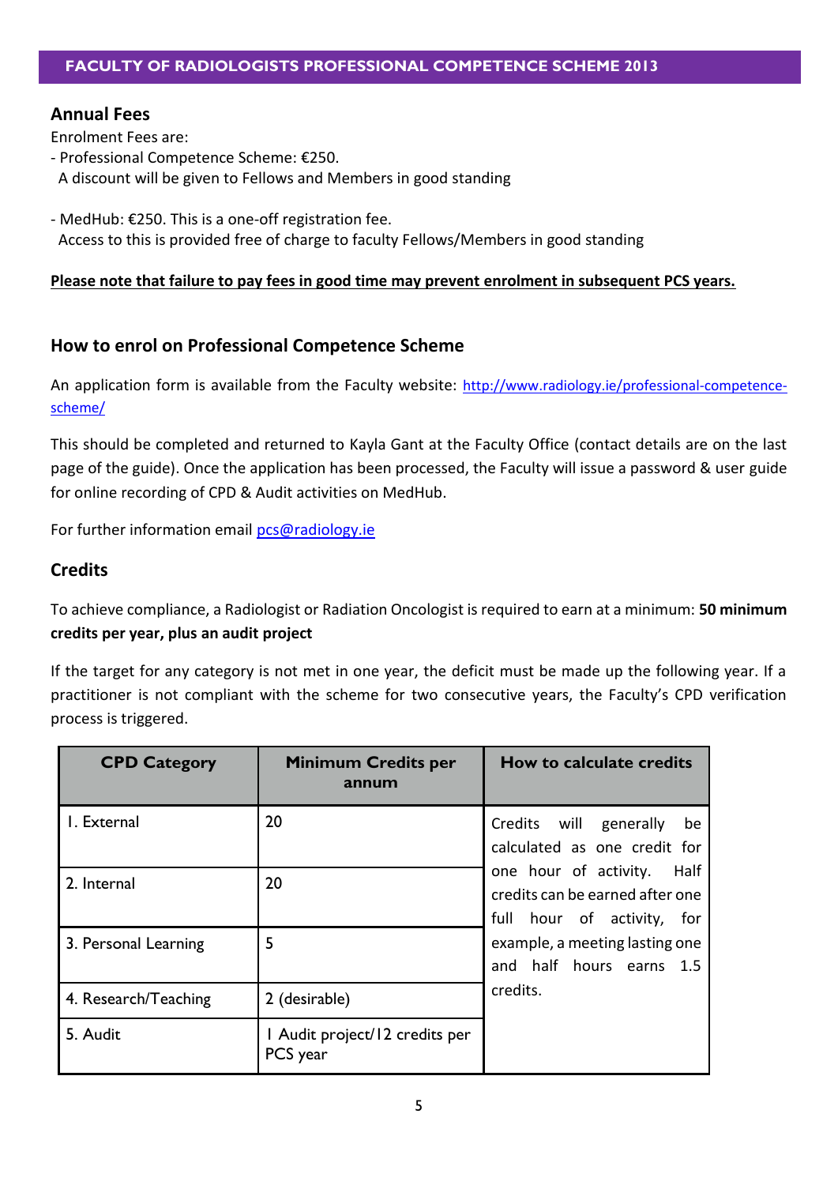## Annual Fees

Enrolment Fees are:

- Professional Competence Scheme: €250.
  A discount will be given to Fellows and Members in good standing

- MedHub: €250. This is a one-off registration fee.
  Access to this is provided free of charge to faculty Fellows/Members in good standing

**Please note that failure to pay fees in good time may prevent enrolment in subsequent PCS years.**

## How to enrol on Professional Competence Scheme

An application form is available from the Faculty website: http://www.radiology.ie/professional-competence-scheme/

This should be completed and returned to Kayla Gant at the Faculty Office (contact details are on the last page of the guide). Once the application has been processed, the Faculty will issue a password & user guide for online recording of CPD & Audit activities on MedHub.

For further information email pcs@radiology.ie

## Credits

To achieve compliance, a Radiologist or Radiation Oncologist is required to earn at a minimum: **50 minimum credits per year, plus an audit project**

If the target for any category is not met in one year, the deficit must be made up the following year. If a practitioner is not compliant with the scheme for two consecutive years, the Faculty's CPD verification process is triggered.

| CPD Category | Minimum Credits per annum | How to calculate credits |
|---|---|---|
| 1. External | 20 | Credits will generally be calculated as one credit for one hour of activity. Half credits can be earned after one full hour of activity, for example, a meeting lasting one and half hours earns 1.5 credits. |
| 2. Internal | 20 | |
| 3. Personal Learning | 5 | |
| 4. Research/Teaching | 2 (desirable) | |
| 5. Audit | 1 Audit project/12 credits per PCS year | |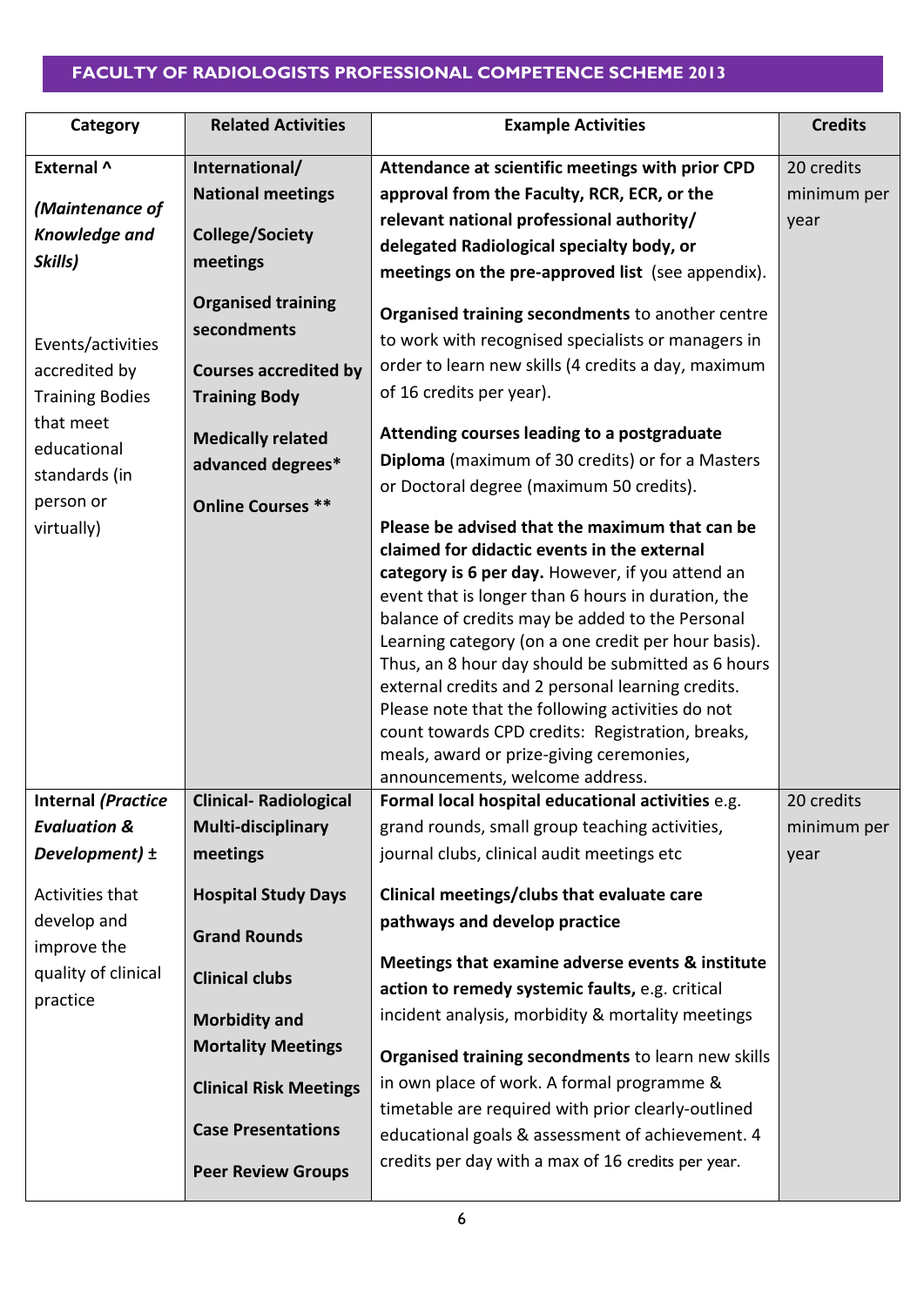## FACULTY OF RADIOLOGISTS PROFESSIONAL COMPETENCE SCHEME 2013

| Category | Related Activities | Example Activities | Credits |
|---|---|---|---|
| **External ^** *(Maintenance of Knowledge and Skills)*<br><br>Events/activities accredited by Training Bodies that meet educational standards (in person or virtually) | **International/ National meetings**<br><br>**College/Society meetings**<br><br>**Organised training secondments**<br><br>**Courses accredited by Training Body**<br><br>**Medically related advanced degrees***<br><br>**Online Courses **** | **Attendance at scientific meetings with prior CPD approval from the Faculty, RCR, ECR, or the relevant national professional authority/ delegated Radiological specialty body, or meetings on the pre-approved list** (see appendix).<br><br>**Organised training secondments** to another centre to work with recognised specialists or managers in order to learn new skills (4 credits a day, maximum of 16 credits per year).<br><br>**Attending courses leading to a postgraduate Diploma** (maximum of 30 credits) or for a Masters or Doctoral degree (maximum 50 credits).<br><br>**Please be advised that the maximum that can be claimed for didactic events in the external category is 6 per day.** However, if you attend an event that is longer than 6 hours in duration, the balance of credits may be added to the Personal Learning category (on a one credit per hour basis). Thus, an 8 hour day should be submitted as 6 hours external credits and 2 personal learning credits. Please note that the following activities do not count towards CPD credits: Registration, breaks, meals, award or prize-giving ceremonies, announcements, welcome address. | 20 credits minimum per year |
| **Internal *(Practice Evaluation & Development)* ±**<br><br>Activities that develop and improve the quality of clinical practice | **Clinical- Radiological Multi-disciplinary meetings**<br><br>**Hospital Study Days**<br><br>**Grand Rounds**<br><br>**Clinical clubs**<br><br>**Morbidity and Mortality Meetings**<br><br>**Clinical Risk Meetings**<br><br>**Case Presentations**<br><br>**Peer Review Groups** | **Formal local hospital educational activities** e.g. grand rounds, small group teaching activities, journal clubs, clinical audit meetings etc<br><br>**Clinical meetings/clubs that evaluate care pathways and develop practice**<br><br>**Meetings that examine adverse events & institute action to remedy systemic faults,** e.g. critical incident analysis, morbidity & mortality meetings<br><br>**Organised training secondments** to learn new skills in own place of work. A formal programme & timetable are required with prior clearly-outlined educational goals & assessment of achievement. 4 credits per day with a max of 16 credits per year. | 20 credits minimum per year |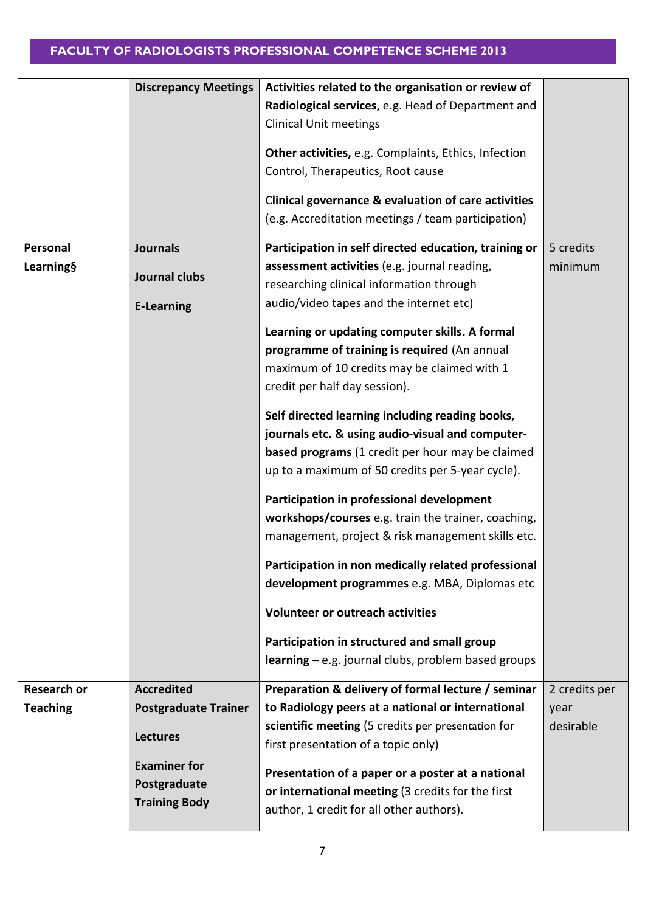| | | | |
|---|---|---|---|
| | **Discrepancy Meetings** | **Activities related to the organisation or review of Radiological services,** e.g. Head of Department and Clinical Unit meetings<br><br>**Other activities,** e.g. Complaints, Ethics, Infection Control, Therapeutics, Root cause<br><br>**Clinical governance & evaluation of care activities** (e.g. Accreditation meetings / team participation) | |
| **Personal Learning§** | **Journals**<br><br>**Journal clubs**<br><br>**E-Learning** | **Participation in self directed education, training or assessment activities** (e.g. journal reading, researching clinical information through audio/video tapes and the internet etc)<br><br>**Learning or updating computer skills. A formal programme of training is required** (An annual maximum of 10 credits may be claimed with 1 credit per half day session).<br><br>**Self directed learning including reading books, journals etc. & using audio-visual and computer-based programs** (1 credit per hour may be claimed up to a maximum of 50 credits per 5-year cycle).<br><br>**Participation in professional development workshops/courses** e.g. train the trainer, coaching, management, project & risk management skills etc.<br><br>**Participation in non medically related professional development programmes** e.g. MBA, Diplomas etc<br><br>**Volunteer or outreach activities**<br><br>**Participation in structured and small group learning –** e.g. journal clubs, problem based groups | 5 credits minimum |
| **Research or Teaching** | **Accredited Postgraduate Trainer**<br><br>**Lectures**<br><br>**Examiner for Postgraduate Training Body** | **Preparation & delivery of formal lecture / seminar to Radiology peers at a national or international scientific meeting** (5 credits per presentation for first presentation of a topic only)<br><br>**Presentation of a paper or a poster at a national or international meeting** (3 credits for the first author, 1 credit for all other authors). | 2 credits per year desirable |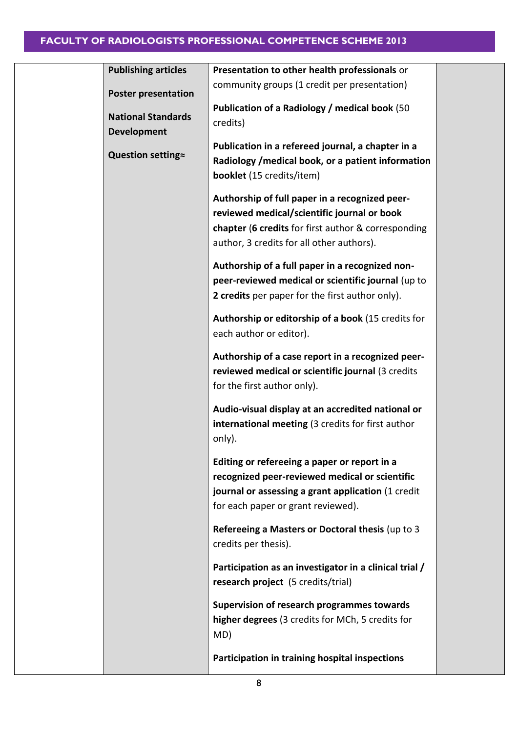| | | | |
|---|---|---|---|
| | **Publishing articles**<br><br>**Poster presentation**<br><br>**National Standards Development**<br><br>**Question setting≈** | **Presentation to other health professionals** or community groups (1 credit per presentation)<br><br>**Publication of a Radiology / medical book** (50 credits)<br><br>**Publication in a refereed journal, a chapter in a Radiology /medical book, or a patient information booklet** (15 credits/item)<br><br>**Authorship of full paper in a recognized peer-reviewed medical/scientific journal or book chapter** (**6 credits** for first author & corresponding author, 3 credits for all other authors).<br><br>**Authorship of a full paper in a recognized non-peer-reviewed medical or scientific journal** (up to **2 credits** per paper for the first author only).<br><br>**Authorship or editorship of a book** (15 credits for each author or editor).<br><br>**Authorship of a case report in a recognized peer-reviewed medical or scientific journal** (3 credits for the first author only).<br><br>**Audio-visual display at an accredited national or international meeting** (3 credits for first author only).<br><br>**Editing or refereeing a paper or report in a recognized peer-reviewed medical or scientific journal or assessing a grant application** (1 credit for each paper or grant reviewed).<br><br>**Refereeing a Masters or Doctoral thesis** (up to 3 credits per thesis).<br><br>**Participation as an investigator in a clinical trial / research project** (5 credits/trial)<br><br>**Supervision of research programmes towards higher degrees** (3 credits for MCh, 5 credits for MD)<br><br>**Participation in training hospital inspections** | |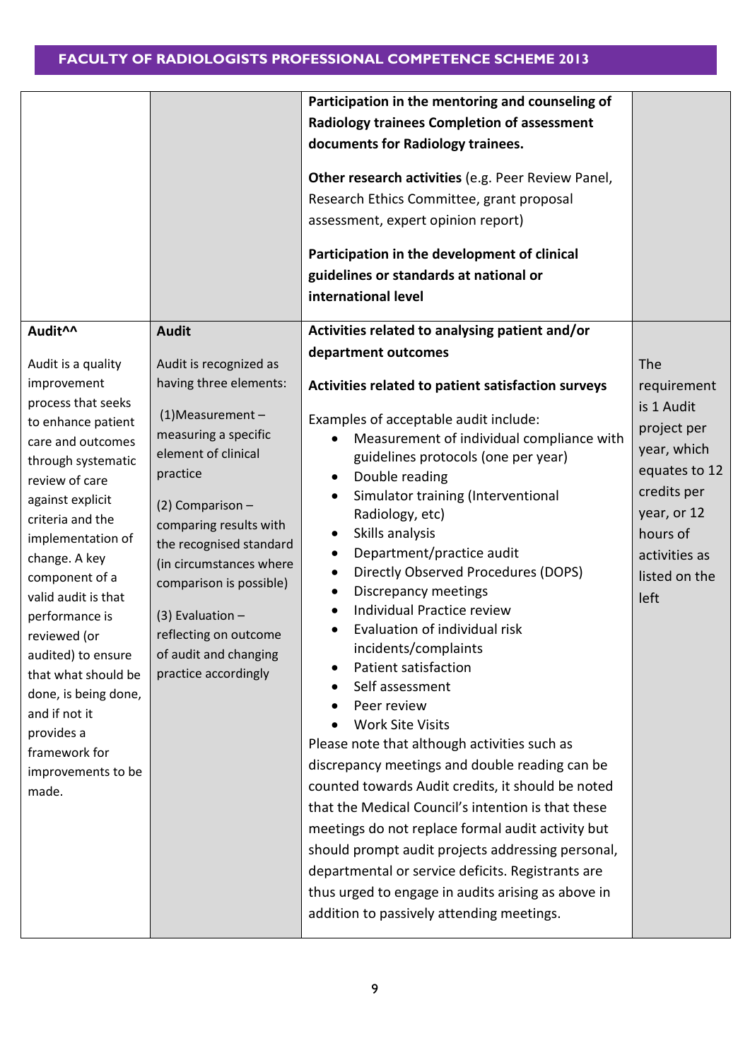| | | | |
|---|---|---|---|
| | | **Participation in the mentoring and counseling of Radiology trainees Completion of assessment documents for Radiology trainees.**<br><br>**Other research activities** (e.g. Peer Review Panel, Research Ethics Committee, grant proposal assessment, expert opinion report)<br><br>**Participation in the development of clinical guidelines or standards at national or international level** | |
| **Audit^^**<br><br>Audit is a quality improvement process that seeks to enhance patient care and outcomes through systematic review of care against explicit criteria and the implementation of change. A key component of a valid audit is that performance is reviewed (or audited) to ensure that what should be done, is being done, and if not it provides a framework for improvements to be made. | **Audit**<br><br>Audit is recognized as having three elements:<br><br>(1)Measurement – measuring a specific element of clinical practice<br><br>(2) Comparison – comparing results with the recognised standard (in circumstances where comparison is possible)<br><br>(3) Evaluation – reflecting on outcome of audit and changing practice accordingly | **Activities related to analysing patient and/or department outcomes**<br><br>**Activities related to patient satisfaction surveys**<br><br>Examples of acceptable audit include:<br>• Measurement of individual compliance with guidelines protocols (one per year)<br>• Double reading<br>• Simulator training (Interventional Radiology, etc)<br>• Skills analysis<br>• Department/practice audit<br>• Directly Observed Procedures (DOPS)<br>• Discrepancy meetings<br>• Individual Practice review<br>• Evaluation of individual risk incidents/complaints<br>• Patient satisfaction<br>• Self assessment<br>• Peer review<br>• Work Site Visits<br>Please note that although activities such as discrepancy meetings and double reading can be counted towards Audit credits, it should be noted that the Medical Council's intention is that these meetings do not replace formal audit activity but should prompt audit projects addressing personal, departmental or service deficits. Registrants are thus urged to engage in audits arising as above in addition to passively attending meetings. | The requirement is 1 Audit project per year, which equates to 12 credits per year, or 12 hours of activities as listed on the left |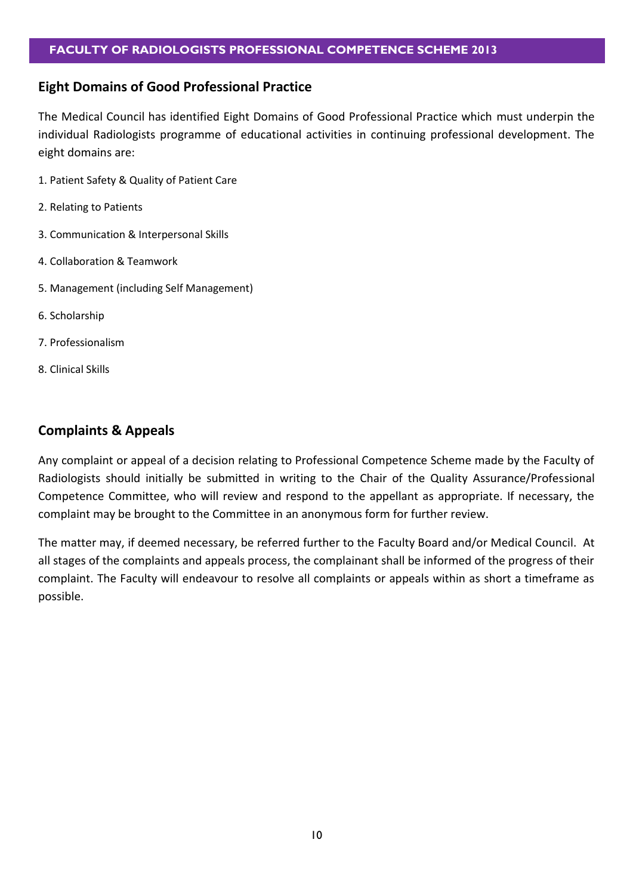## Eight Domains of Good Professional Practice

The Medical Council has identified Eight Domains of Good Professional Practice which must underpin the individual Radiologists programme of educational activities in continuing professional development. The eight domains are:

1. Patient Safety & Quality of Patient Care
2. Relating to Patients
3. Communication & Interpersonal Skills
4. Collaboration & Teamwork
5. Management (including Self Management)
6. Scholarship
7. Professionalism
8. Clinical Skills

## Complaints & Appeals

Any complaint or appeal of a decision relating to Professional Competence Scheme made by the Faculty of Radiologists should initially be submitted in writing to the Chair of the Quality Assurance/Professional Competence Committee, who will review and respond to the appellant as appropriate. If necessary, the complaint may be brought to the Committee in an anonymous form for further review.

The matter may, if deemed necessary, be referred further to the Faculty Board and/or Medical Council. At all stages of the complaints and appeals process, the complainant shall be informed of the progress of their complaint. The Faculty will endeavour to resolve all complaints or appeals within as short a timeframe as possible.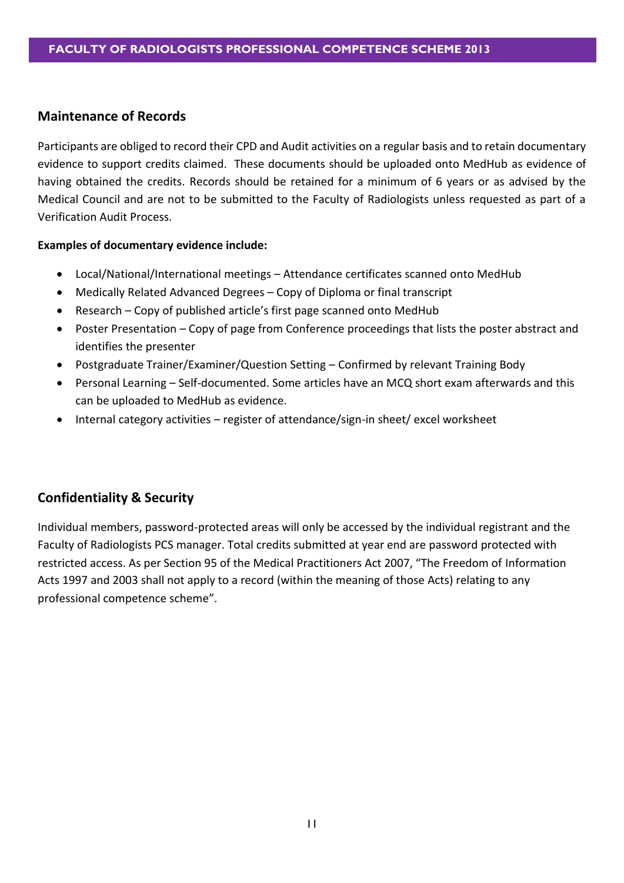## Maintenance of Records

Participants are obliged to record their CPD and Audit activities on a regular basis and to retain documentary evidence to support credits claimed. These documents should be uploaded onto MedHub as evidence of having obtained the credits. Records should be retained for a minimum of 6 years or as advised by the Medical Council and are not to be submitted to the Faculty of Radiologists unless requested as part of a Verification Audit Process.

**Examples of documentary evidence include:**

- Local/National/International meetings – Attendance certificates scanned onto MedHub
- Medically Related Advanced Degrees – Copy of Diploma or final transcript
- Research – Copy of published article's first page scanned onto MedHub
- Poster Presentation – Copy of page from Conference proceedings that lists the poster abstract and identifies the presenter
- Postgraduate Trainer/Examiner/Question Setting – Confirmed by relevant Training Body
- Personal Learning – Self-documented. Some articles have an MCQ short exam afterwards and this can be uploaded to MedHub as evidence.
- Internal category activities – register of attendance/sign-in sheet/ excel worksheet

## Confidentiality & Security

Individual members, password-protected areas will only be accessed by the individual registrant and the Faculty of Radiologists PCS manager. Total credits submitted at year end are password protected with restricted access. As per Section 95 of the Medical Practitioners Act 2007, "The Freedom of Information Acts 1997 and 2003 shall not apply to a record (within the meaning of those Acts) relating to any professional competence scheme".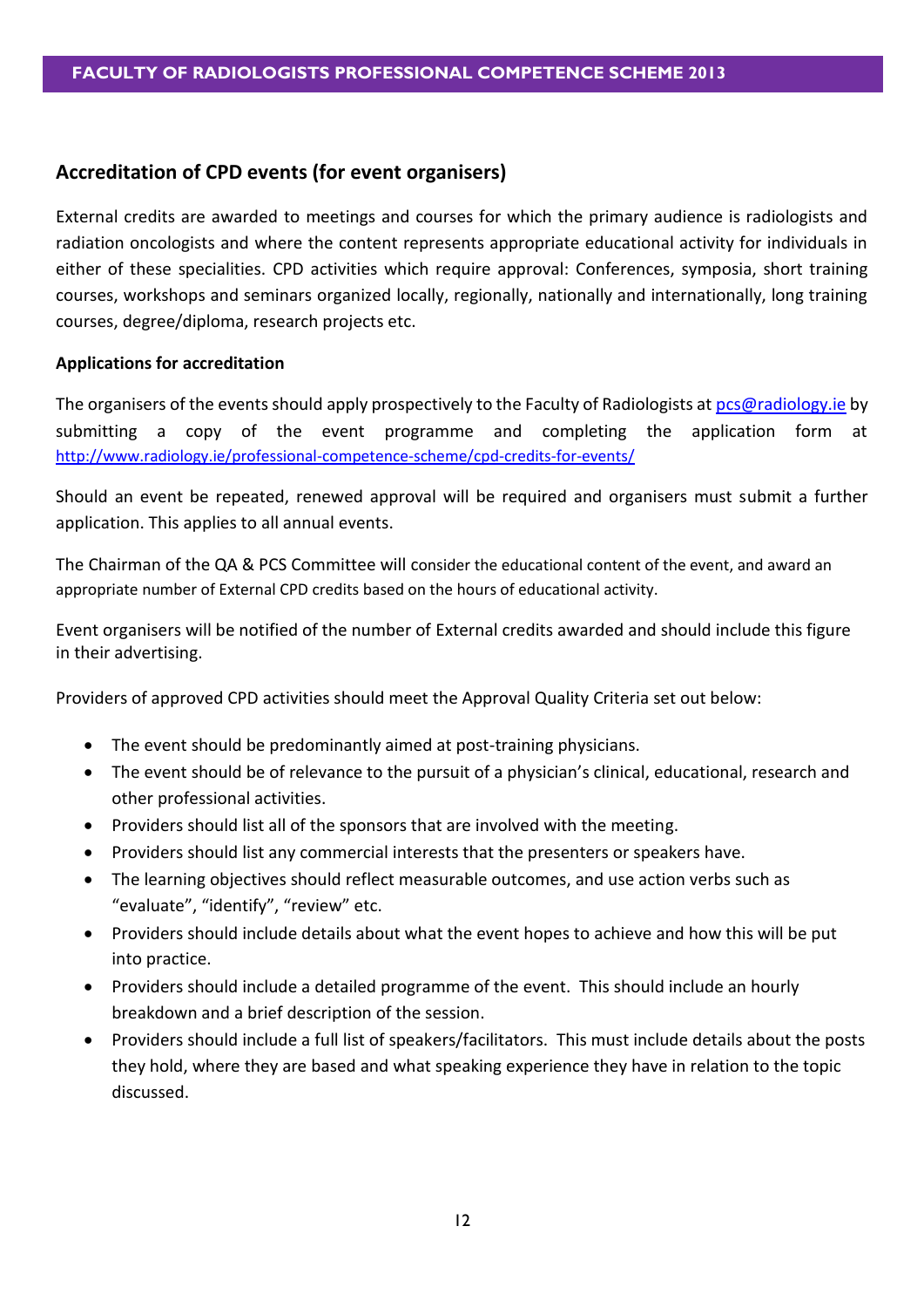## Accreditation of CPD events (for event organisers)

External credits are awarded to meetings and courses for which the primary audience is radiologists and radiation oncologists and where the content represents appropriate educational activity for individuals in either of these specialities. CPD activities which require approval: Conferences, symposia, short training courses, workshops and seminars organized locally, regionally, nationally and internationally, long training courses, degree/diploma, research projects etc.

### Applications for accreditation

The organisers of the events should apply prospectively to the Faculty of Radiologists at pcs@radiology.ie by submitting a copy of the event programme and completing the application form at http://www.radiology.ie/professional-competence-scheme/cpd-credits-for-events/

Should an event be repeated, renewed approval will be required and organisers must submit a further application. This applies to all annual events.

The Chairman of the QA & PCS Committee will consider the educational content of the event, and award an appropriate number of External CPD credits based on the hours of educational activity.

Event organisers will be notified of the number of External credits awarded and should include this figure in their advertising.

Providers of approved CPD activities should meet the Approval Quality Criteria set out below:

- The event should be predominantly aimed at post-training physicians.
- The event should be of relevance to the pursuit of a physician's clinical, educational, research and other professional activities.
- Providers should list all of the sponsors that are involved with the meeting.
- Providers should list any commercial interests that the presenters or speakers have.
- The learning objectives should reflect measurable outcomes, and use action verbs such as "evaluate", "identify", "review" etc.
- Providers should include details about what the event hopes to achieve and how this will be put into practice.
- Providers should include a detailed programme of the event. This should include an hourly breakdown and a brief description of the session.
- Providers should include a full list of speakers/facilitators. This must include details about the posts they hold, where they are based and what speaking experience they have in relation to the topic discussed.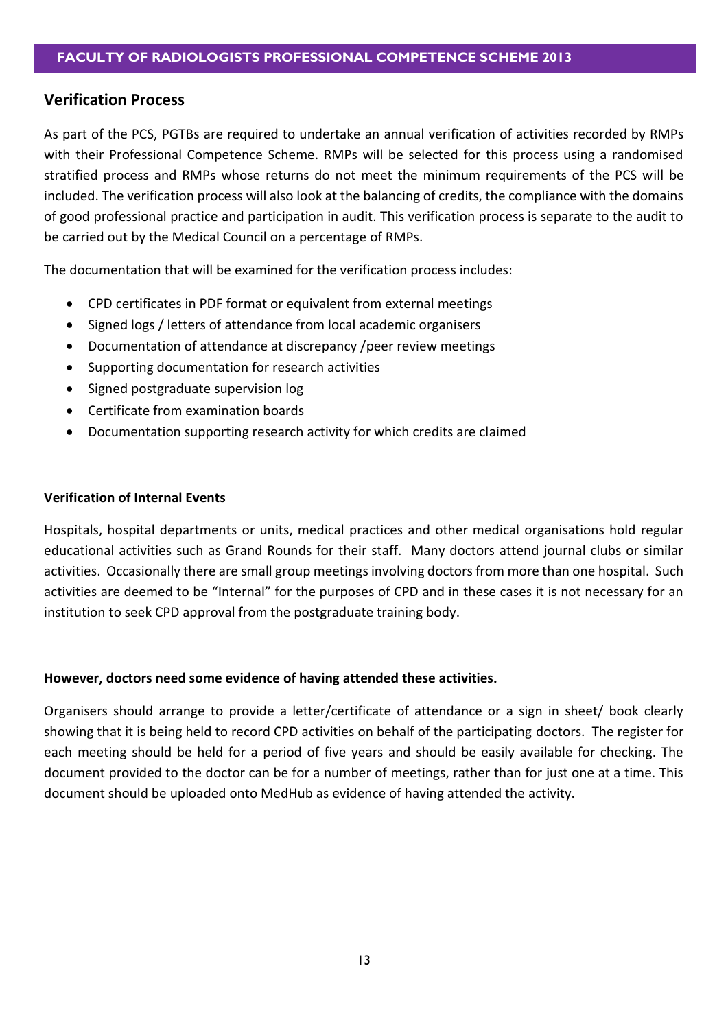## Verification Process

As part of the PCS, PGTBs are required to undertake an annual verification of activities recorded by RMPs with their Professional Competence Scheme. RMPs will be selected for this process using a randomised stratified process and RMPs whose returns do not meet the minimum requirements of the PCS will be included. The verification process will also look at the balancing of credits, the compliance with the domains of good professional practice and participation in audit. This verification process is separate to the audit to be carried out by the Medical Council on a percentage of RMPs.

The documentation that will be examined for the verification process includes:

- CPD certificates in PDF format or equivalent from external meetings
- Signed logs / letters of attendance from local academic organisers
- Documentation of attendance at discrepancy /peer review meetings
- Supporting documentation for research activities
- Signed postgraduate supervision log
- Certificate from examination boards
- Documentation supporting research activity for which credits are claimed

**Verification of Internal Events**

Hospitals, hospital departments or units, medical practices and other medical organisations hold regular educational activities such as Grand Rounds for their staff. Many doctors attend journal clubs or similar activities. Occasionally there are small group meetings involving doctors from more than one hospital. Such activities are deemed to be "Internal" for the purposes of CPD and in these cases it is not necessary for an institution to seek CPD approval from the postgraduate training body.

**However, doctors need some evidence of having attended these activities.**

Organisers should arrange to provide a letter/certificate of attendance or a sign in sheet/ book clearly showing that it is being held to record CPD activities on behalf of the participating doctors. The register for each meeting should be held for a period of five years and should be easily available for checking. The document provided to the doctor can be for a number of meetings, rather than for just one at a time. This document should be uploaded onto MedHub as evidence of having attended the activity.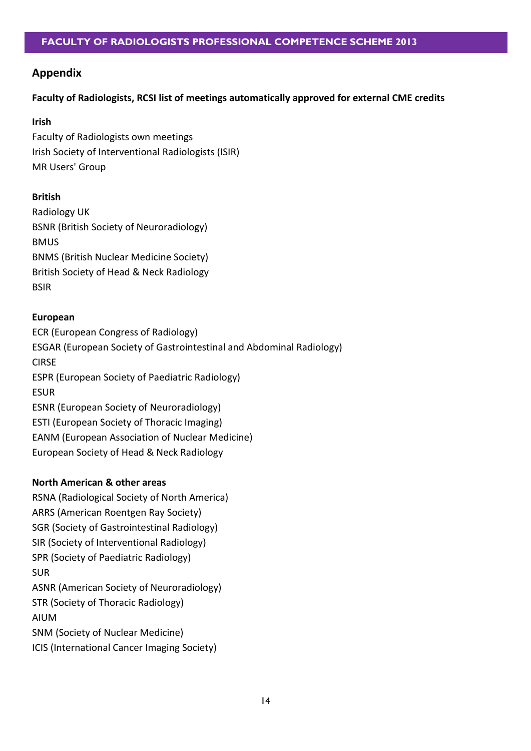## Appendix

**Faculty of Radiologists, RCSI list of meetings automatically approved for external CME credits**

**Irish**

Faculty of Radiologists own meetings
Irish Society of Interventional Radiologists (ISIR)
MR Users' Group

**British**

Radiology UK
BSNR (British Society of Neuroradiology)
BMUS
BNMS (British Nuclear Medicine Society)
British Society of Head & Neck Radiology
BSIR

**European**

ECR (European Congress of Radiology)
ESGAR (European Society of Gastrointestinal and Abdominal Radiology)
CIRSE
ESPR (European Society of Paediatric Radiology)
ESUR
ESNR (European Society of Neuroradiology)
ESTI (European Society of Thoracic Imaging)
EANM (European Association of Nuclear Medicine)
European Society of Head & Neck Radiology

**North American & other areas**

RSNA (Radiological Society of North America)
ARRS (American Roentgen Ray Society)
SGR (Society of Gastrointestinal Radiology)
SIR (Society of Interventional Radiology)
SPR (Society of Paediatric Radiology)
SUR
ASNR (American Society of Neuroradiology)
STR (Society of Thoracic Radiology)
AIUM
SNM (Society of Nuclear Medicine)
ICIS (International Cancer Imaging Society)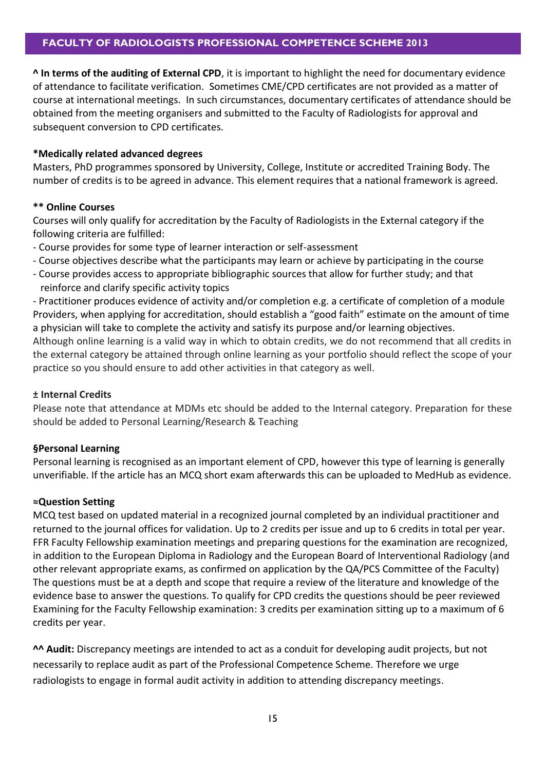**^ In terms of the auditing of External CPD**, it is important to highlight the need for documentary evidence of attendance to facilitate verification. Sometimes CME/CPD certificates are not provided as a matter of course at international meetings. In such circumstances, documentary certificates of attendance should be obtained from the meeting organisers and submitted to the Faculty of Radiologists for approval and subsequent conversion to CPD certificates.

**\*Medically related advanced degrees**

Masters, PhD programmes sponsored by University, College, Institute or accredited Training Body. The number of credits is to be agreed in advance. This element requires that a national framework is agreed.

**\*\* Online Courses**

Courses will only qualify for accreditation by the Faculty of Radiologists in the External category if the following criteria are fulfilled:

- Course provides for some type of learner interaction or self-assessment
- Course objectives describe what the participants may learn or achieve by participating in the course
- Course provides access to appropriate bibliographic sources that allow for further study; and that reinforce and clarify specific activity topics
- Practitioner produces evidence of activity and/or completion e.g. a certificate of completion of a module

Providers, when applying for accreditation, should establish a "good faith" estimate on the amount of time a physician will take to complete the activity and satisfy its purpose and/or learning objectives.

Although online learning is a valid way in which to obtain credits, we do not recommend that all credits in the external category be attained through online learning as your portfolio should reflect the scope of your practice so you should ensure to add other activities in that category as well.

**± Internal Credits**

Please note that attendance at MDMs etc should be added to the Internal category. Preparation for these should be added to Personal Learning/Research & Teaching

**§Personal Learning**

Personal learning is recognised as an important element of CPD, however this type of learning is generally unverifiable. If the article has an MCQ short exam afterwards this can be uploaded to MedHub as evidence.

**≈Question Setting**

MCQ test based on updated material in a recognized journal completed by an individual practitioner and returned to the journal offices for validation. Up to 2 credits per issue and up to 6 credits in total per year. FFR Faculty Fellowship examination meetings and preparing questions for the examination are recognized, in addition to the European Diploma in Radiology and the European Board of Interventional Radiology (and other relevant appropriate exams, as confirmed on application by the QA/PCS Committee of the Faculty) The questions must be at a depth and scope that require a review of the literature and knowledge of the evidence base to answer the questions. To qualify for CPD credits the questions should be peer reviewed Examining for the Faculty Fellowship examination: 3 credits per examination sitting up to a maximum of 6 credits per year.

**^^ Audit:** Discrepancy meetings are intended to act as a conduit for developing audit projects, but not necessarily to replace audit as part of the Professional Competence Scheme. Therefore we urge radiologists to engage in formal audit activity in addition to attending discrepancy meetings.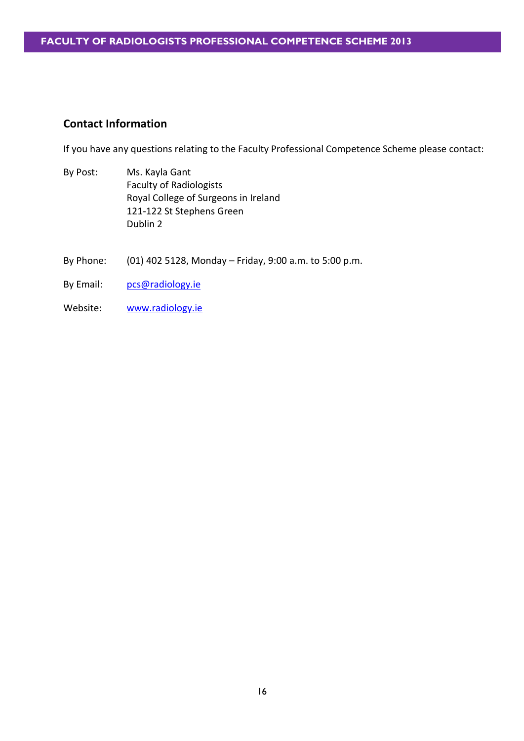## Contact Information

If you have any questions relating to the Faculty Professional Competence Scheme please contact:

By Post: Ms. Kayla Gant
Faculty of Radiologists
Royal College of Surgeons in Ireland
121-122 St Stephens Green
Dublin 2

By Phone: (01) 402 5128, Monday – Friday, 9:00 a.m. to 5:00 p.m.

By Email: pcs@radiology.ie

Website: www.radiology.ie